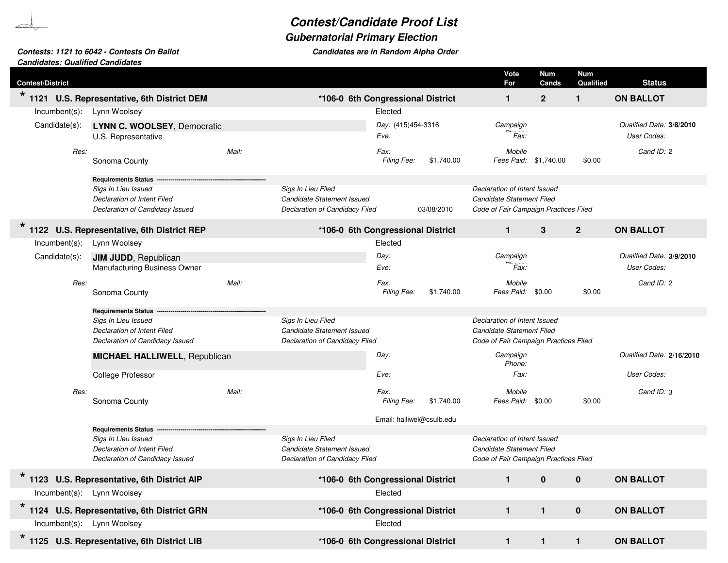# Contest/Candidate Proof List

## Gubernatorial Primary Election

**Contests: 1121 to 6042 - Contests On Ballot**
**Candidates: Qualified Candidates**

***Candidates are in Random Alpha Order***

| Contest/District | | Vote For | Num Cands | Num Qualified | Status |
|---|---|---|---|---|---|
| * 1121 U.S. Representative, 6th District DEM | *106-0 6th Congressional District | 1 | 2 | 1 | ON BALLOT |

Incumbent(s): Lynn Woolsey — Elected

Candidate(s): **LYNN C. WOOLSEY**, Democratic
U.S. Representative

*Day:* (415)454-3316
*Eve:*
*Fax:*
*Campaign Phone:*
*Fax:*
*Mobile*
*Qualified Date:* **3/8/2010**
*User Codes:*
*Cand ID:* 2

*Res:* Sonoma County
*Mail:*

*Filing Fee:* $1,740.00 *Fees Paid:* $1,740.00 $0.00

**Requirements Status**

*Sigs In Lieu Issued* | *Sigs In Lieu Filed* | *Declaration of Intent Issued*
*Declaration of Intent Filed* | *Candidate Statement Issued* | *Candidate Statement Filed*
*Declaration of Candidacy Issued* | *Declaration of Candidacy Filed* 03/08/2010 | *Code of Fair Campaign Practices Filed*

| Contest/District | | Vote For | Num Cands | Num Qualified | Status |
|---|---|---|---|---|---|
| * 1122 U.S. Representative, 6th District REP | *106-0 6th Congressional District | 1 | 3 | 2 | ON BALLOT |

Incumbent(s): Lynn Woolsey — Elected

Candidate(s): **JIM JUDD**, Republican
Manufacturing Business Owner

*Day:*
*Eve:*
*Fax:*
*Campaign Phone:*
*Fax:*
*Mobile*
*Qualified Date:* **3/9/2010**
*User Codes:*
*Cand ID:* 2

*Res:* Sonoma County
*Mail:*

*Filing Fee:* $1,740.00 *Fees Paid:* $0.00 $0.00

**Requirements Status**

*Sigs In Lieu Issued* | *Sigs In Lieu Filed* | *Declaration of Intent Issued*
*Declaration of Intent Filed* | *Candidate Statement Issued* | *Candidate Statement Filed*
*Declaration of Candidacy Issued* | *Declaration of Candidacy Filed* | *Code of Fair Campaign Practices Filed*

**MICHAEL HALLIWELL**, Republican
College Professor

*Day:*
*Eve:*
*Fax:*
*Campaign Phone:*
*Fax:*
*Mobile*
*Qualified Date:* **2/16/2010**
*User Codes:*
*Cand ID:* 3

*Res:* Sonoma County
*Mail:*

*Filing Fee:* $1,740.00 *Fees Paid:* $0.00 $0.00

Email: halliwel@csulb.edu

**Requirements Status**

*Sigs In Lieu Issued* | *Sigs In Lieu Filed* | *Declaration of Intent Issued*
*Declaration of Intent Filed* | *Candidate Statement Issued* | *Candidate Statement Filed*
*Declaration of Candidacy Issued* | *Declaration of Candidacy Filed* | *Code of Fair Campaign Practices Filed*

| Contest/District | | Vote For | Num Cands | Num Qualified | Status |
|---|---|---|---|---|---|
| * 1123 U.S. Representative, 6th District AIP | *106-0 6th Congressional District | 1 | 0 | 0 | ON BALLOT |

Incumbent(s): Lynn Woolsey — Elected

| Contest/District | | Vote For | Num Cands | Num Qualified | Status |
|---|---|---|---|---|---|
| * 1124 U.S. Representative, 6th District GRN | *106-0 6th Congressional District | 1 | 1 | 0 | ON BALLOT |

Incumbent(s): Lynn Woolsey — Elected

| Contest/District | | Vote For | Num Cands | Num Qualified | Status |
|---|---|---|---|---|---|
| * 1125 U.S. Representative, 6th District LIB | *106-0 6th Congressional District | 1 | 1 | 1 | ON BALLOT |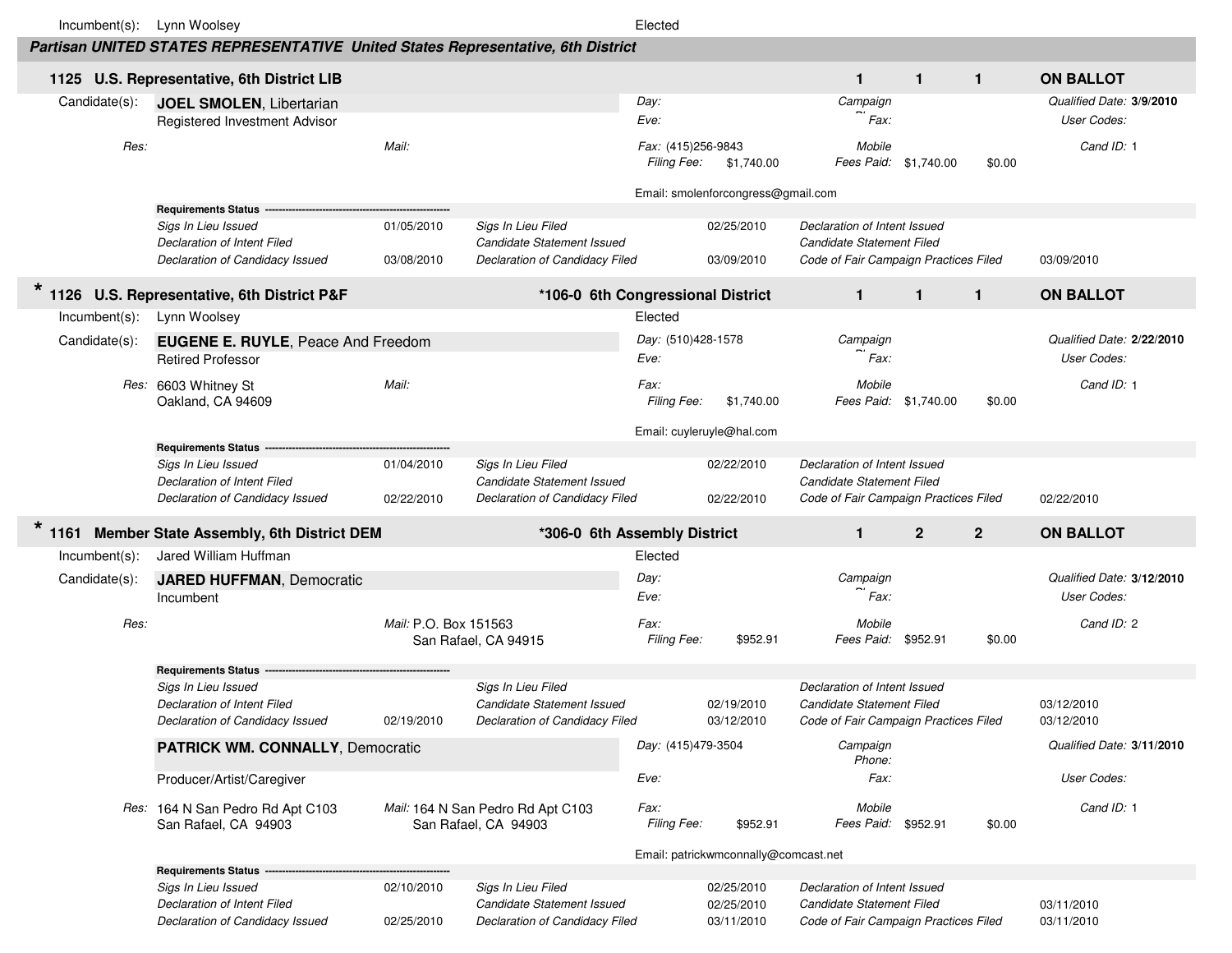Incumbent(s): Lynn Woolsey — Elected

## Partisan UNITED STATES REPRESENTATIVE United States Representative, 6th District

### 1125 U.S. Representative, 6th District LIB — 1 1 1 ON BALLOT

Candidate(s): **JOEL SMOLEN**, Libertarian
Registered Investment Advisor

*Day:*
*Eve:*
*Campaign Ph:*
*Fax:*
*Qualified Date:* **3/9/2010**
*User Codes:*

*Res:*
*Mail:*
*Fax:* (415)256-9843
*Mobile*
*Cand ID:* 1
*Filing Fee:* $1,740.00
*Fees Paid:* $1,740.00 $0.00

Email: smolenforcongress@gmail.com

**Requirements Status**

| | | | | | |
|---|---|---|---|---|---|
| *Sigs In Lieu Issued* | 01/05/2010 | *Sigs In Lieu Filed* | 02/25/2010 | *Declaration of Intent Issued* | |
| *Declaration of Intent Filed* | | *Candidate Statement Issued* | | *Candidate Statement Filed* | |
| *Declaration of Candidacy Issued* | 03/08/2010 | *Declaration of Candidacy Filed* | 03/09/2010 | *Code of Fair Campaign Practices Filed* | 03/09/2010 |

### * 1126 U.S. Representative, 6th District P&F — *106-0 6th Congressional District — 1 1 1 ON BALLOT

Incumbent(s): Lynn Woolsey — Elected

Candidate(s): **EUGENE E. RUYLE**, Peace And Freedom
Retired Professor

*Day:* (510)428-1578
*Eve:*
*Campaign Ph:*
*Fax:*
*Qualified Date:* **2/22/2010**
*User Codes:*

*Res:* 6603 Whitney St
Oakland, CA 94609
*Mail:*
*Fax:*
*Mobile*
*Cand ID:* 1
*Filing Fee:* $1,740.00
*Fees Paid:* $1,740.00 $0.00

Email: cuyleruyle@hal.com

**Requirements Status**

| | | | | | |
|---|---|---|---|---|---|
| *Sigs In Lieu Issued* | 01/04/2010 | *Sigs In Lieu Filed* | 02/22/2010 | *Declaration of Intent Issued* | |
| *Declaration of Intent Filed* | | *Candidate Statement Issued* | | *Candidate Statement Filed* | |
| *Declaration of Candidacy Issued* | 02/22/2010 | *Declaration of Candidacy Filed* | 02/22/2010 | *Code of Fair Campaign Practices Filed* | 02/22/2010 |

### * 1161 Member State Assembly, 6th District DEM — *306-0 6th Assembly District — 1 2 2 ON BALLOT

Incumbent(s): Jared William Huffman — Elected

Candidate(s): **JARED HUFFMAN**, Democratic
Incumbent

*Day:*
*Eve:*
*Campaign Ph:*
*Fax:*
*Qualified Date:* **3/12/2010**
*User Codes:*

*Res:*
*Mail:* P.O. Box 151563
San Rafael, CA 94915
*Fax:*
*Mobile*
*Cand ID:* 2
*Filing Fee:* $952.91
*Fees Paid:* $952.91 $0.00

**Requirements Status**

| | | | | | |
|---|---|---|---|---|---|
| *Sigs In Lieu Issued* | | *Sigs In Lieu Filed* | | *Declaration of Intent Issued* | |
| *Declaration of Intent Filed* | | *Candidate Statement Issued* | 02/19/2010 | *Candidate Statement Filed* | 03/12/2010 |
| *Declaration of Candidacy Issued* | 02/19/2010 | *Declaration of Candidacy Filed* | 03/12/2010 | *Code of Fair Campaign Practices Filed* | 03/12/2010 |

**PATRICK WM. CONNALLY**, Democratic
Producer/Artist/Caregiver

*Day:* (415)479-3504
*Eve:*
*Campaign Phone:*
*Fax:*
*Qualified Date:* **3/11/2010**
*User Codes:*

*Res:* 164 N San Pedro Rd Apt C103
San Rafael, CA 94903
*Mail:* 164 N San Pedro Rd Apt C103
San Rafael, CA 94903
*Fax:*
*Mobile*
*Cand ID:* 1
*Filing Fee:* $952.91
*Fees Paid:* $952.91 $0.00

Email: patrickwmconnally@comcast.net

**Requirements Status**

| | | | | | |
|---|---|---|---|---|---|
| *Sigs In Lieu Issued* | 02/10/2010 | *Sigs In Lieu Filed* | 02/25/2010 | *Declaration of Intent Issued* | |
| *Declaration of Intent Filed* | | *Candidate Statement Issued* | 02/25/2010 | *Candidate Statement Filed* | 03/11/2010 |
| *Declaration of Candidacy Issued* | 02/25/2010 | *Declaration of Candidacy Filed* | 03/11/2010 | *Code of Fair Campaign Practices Filed* | 03/11/2010 |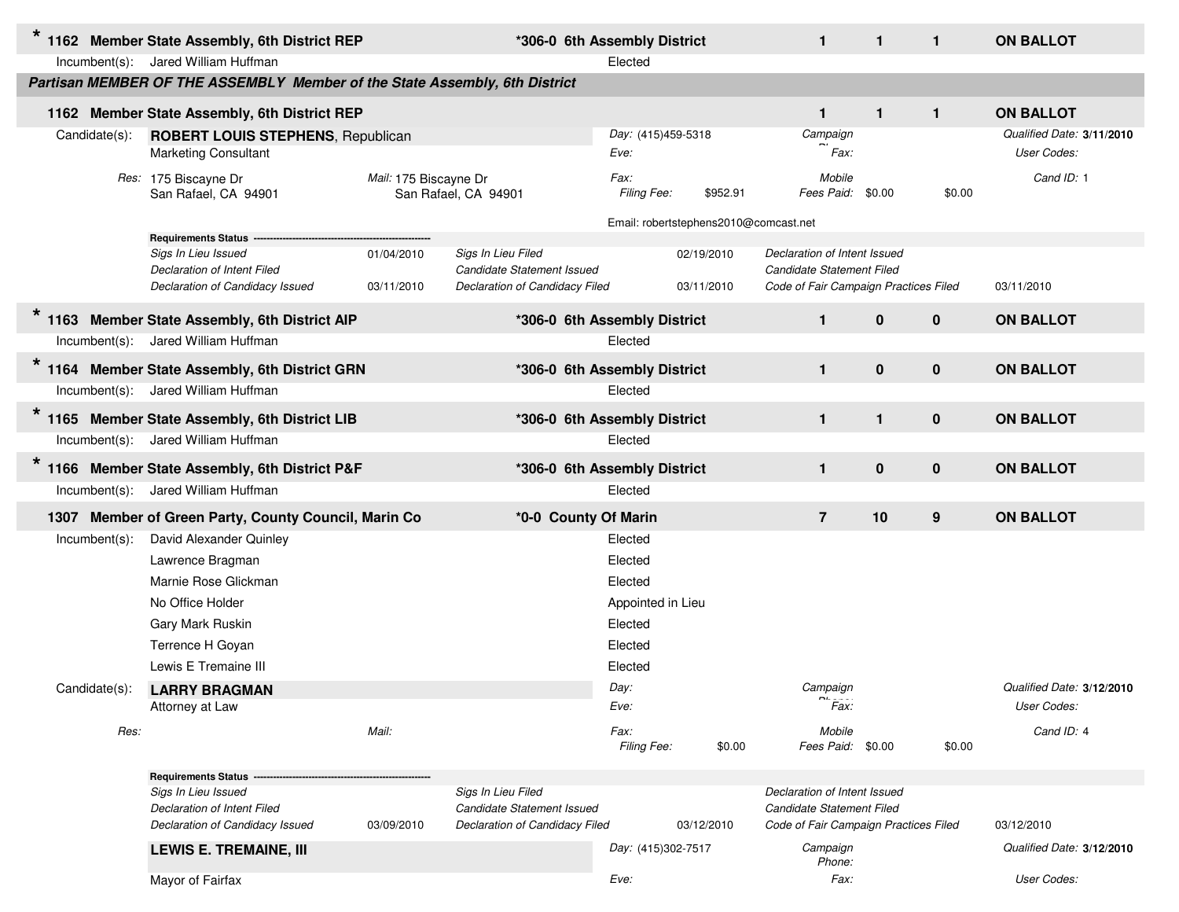**\* 1162 Member State Assembly, 6th District REP** | **\*306-0 6th Assembly District** | **1** | **1** | **1** | **ON BALLOT**

Incumbent(s): Jared William Huffman — Elected

***Partisan MEMBER OF THE ASSEMBLY Member of the State Assembly, 6th District***

**1162 Member State Assembly, 6th District REP** | **1** | **1** | **1** | **ON BALLOT**

Candidate(s): **ROBERT LOUIS STEPHENS**, Republican
Marketing Consultant

*Day:* (415)459-5318
*Eve:*
*Campaign Phone:*
*Fax:*
*Qualified Date:* **3/11/2010**
*User Codes:*

*Res:* 175 Biscayne Dr, San Rafael, CA 94901
*Mail:* 175 Biscayne Dr, San Rafael, CA 94901
*Fax:*
*Mobile*
*Filing Fee:* $952.91
*Fees Paid:* $0.00 $0.00
*Cand ID:* 1

Email: robertstephens2010@comcast.net

**Requirements Status**

| | | | | | |
|---|---|---|---|---|---|
| *Sigs In Lieu Issued* | 01/04/2010 | *Sigs In Lieu Filed* | 02/19/2010 | *Declaration of Intent Issued* | |
| *Declaration of Intent Filed* | | *Candidate Statement Issued* | | *Candidate Statement Filed* | |
| *Declaration of Candidacy Issued* | 03/11/2010 | *Declaration of Candidacy Filed* | 03/11/2010 | *Code of Fair Campaign Practices Filed* | 03/11/2010 |

**\* 1163 Member State Assembly, 6th District AIP** | **\*306-0 6th Assembly District** | **1** | **0** | **0** | **ON BALLOT**

Incumbent(s): Jared William Huffman — Elected

**\* 1164 Member State Assembly, 6th District GRN** | **\*306-0 6th Assembly District** | **1** | **0** | **0** | **ON BALLOT**

Incumbent(s): Jared William Huffman — Elected

**\* 1165 Member State Assembly, 6th District LIB** | **\*306-0 6th Assembly District** | **1** | **1** | **0** | **ON BALLOT**

Incumbent(s): Jared William Huffman — Elected

**\* 1166 Member State Assembly, 6th District P&F** | **\*306-0 6th Assembly District** | **1** | **0** | **0** | **ON BALLOT**

Incumbent(s): Jared William Huffman — Elected

**1307 Member of Green Party, County Council, Marin Co** | **\*0-0 County Of Marin** | **7** | **10** | **9** | **ON BALLOT**

| Incumbent(s) | |
|---|---|
| David Alexander Quinley | Elected |
| Lawrence Bragman | Elected |
| Marnie Rose Glickman | Elected |
| No Office Holder | Appointed in Lieu |
| Gary Mark Ruskin | Elected |
| Terrence H Goyan | Elected |
| Lewis E Tremaine III | Elected |

Candidate(s): **LARRY BRAGMAN**
Attorney at Law

*Day:*
*Eve:*
*Campaign Phone:*
*Fax:*
*Qualified Date:* **3/12/2010**
*User Codes:*

*Res:*
*Mail:*
*Fax:*
*Mobile*
*Filing Fee:* $0.00
*Fees Paid:* $0.00 $0.00
*Cand ID:* 4

**Requirements Status**

| | | | | | |
|---|---|---|---|---|---|
| *Sigs In Lieu Issued* | | *Sigs In Lieu Filed* | | *Declaration of Intent Issued* | |
| *Declaration of Intent Filed* | | *Candidate Statement Issued* | | *Candidate Statement Filed* | |
| *Declaration of Candidacy Issued* | 03/09/2010 | *Declaration of Candidacy Filed* | 03/12/2010 | *Code of Fair Campaign Practices Filed* | 03/12/2010 |

**LEWIS E. TREMAINE, III**
Mayor of Fairfax

*Day:* (415)302-7517
*Eve:*
*Campaign Phone:*
*Fax:*
*Qualified Date:* **3/12/2010**
*User Codes:*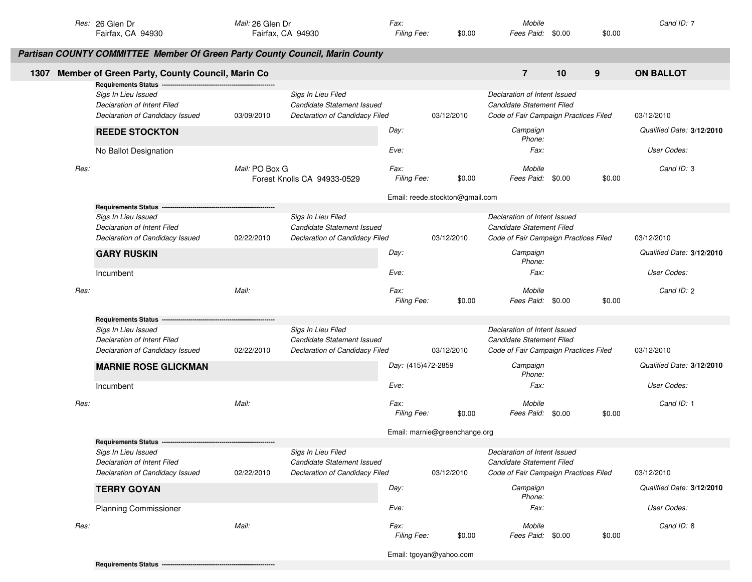Res: 26 Glen Dr
Fairfax, CA 94930

Mail: 26 Glen Dr
Fairfax, CA 94930

Fax:
Filing Fee: $0.00

Mobile
Fees Paid: $0.00 $0.00

Cand ID: 7

## Partisan COUNTY COMMITTEE Member Of Green Party County Council, Marin County

### 1307 Member of Green Party, County Council, Marin Co — 7 — 10 — 9 — ON BALLOT

**Requirements Status**

| | | | | | |
|---|---|---|---|---|---|
| *Sigs In Lieu Issued* | | *Sigs In Lieu Filed* | | *Declaration of Intent Issued* | |
| *Declaration of Intent Filed* | | *Candidate Statement Issued* | | *Candidate Statement Filed* | |
| *Declaration of Candidacy Issued* | 03/09/2010 | *Declaration of Candidacy Filed* | 03/12/2010 | *Code of Fair Campaign Practices Filed* | 03/12/2010 |

**REEDE STOCKTON**

No Ballot Designation

Day:
Eve:
Campaign Phone:
Fax:
Qualified Date: **3/12/2010**
User Codes:

Res:
Mail: PO Box G
Forest Knolls CA 94933-0529

Fax:
Filing Fee: $0.00
Mobile
Fees Paid: $0.00 $0.00
Cand ID: 3

Email: reede.stockton@gmail.com

**Requirements Status**

| | | | | | |
|---|---|---|---|---|---|
| *Sigs In Lieu Issued* | | *Sigs In Lieu Filed* | | *Declaration of Intent Issued* | |
| *Declaration of Intent Filed* | | *Candidate Statement Issued* | | *Candidate Statement Filed* | |
| *Declaration of Candidacy Issued* | 02/22/2010 | *Declaration of Candidacy Filed* | 03/12/2010 | *Code of Fair Campaign Practices Filed* | 03/12/2010 |

**GARY RUSKIN**

Incumbent

Day:
Eve:
Campaign Phone:
Fax:
Qualified Date: **3/12/2010**
User Codes:

Res:
Mail:
Fax:
Filing Fee: $0.00
Mobile
Fees Paid: $0.00 $0.00
Cand ID: 2

**Requirements Status**

| | | | | | |
|---|---|---|---|---|---|
| *Sigs In Lieu Issued* | | *Sigs In Lieu Filed* | | *Declaration of Intent Issued* | |
| *Declaration of Intent Filed* | | *Candidate Statement Issued* | | *Candidate Statement Filed* | |
| *Declaration of Candidacy Issued* | 02/22/2010 | *Declaration of Candidacy Filed* | 03/12/2010 | *Code of Fair Campaign Practices Filed* | 03/12/2010 |

**MARNIE ROSE GLICKMAN**

Incumbent

Day: (415)472-2859
Eve:
Campaign Phone:
Fax:
Qualified Date: **3/12/2010**
User Codes:

Res:
Mail:
Fax:
Filing Fee: $0.00
Mobile
Fees Paid: $0.00 $0.00
Cand ID: 1

Email: marnie@greenchange.org

**Requirements Status**

| | | | | | |
|---|---|---|---|---|---|
| *Sigs In Lieu Issued* | | *Sigs In Lieu Filed* | | *Declaration of Intent Issued* | |
| *Declaration of Intent Filed* | | *Candidate Statement Issued* | | *Candidate Statement Filed* | |
| *Declaration of Candidacy Issued* | 02/22/2010 | *Declaration of Candidacy Filed* | 03/12/2010 | *Code of Fair Campaign Practices Filed* | 03/12/2010 |

**TERRY GOYAN**

Planning Commissioner

Day:
Eve:
Campaign Phone:
Fax:
Qualified Date: **3/12/2010**
User Codes:

Res:
Mail:
Fax:
Filing Fee: $0.00
Mobile
Fees Paid: $0.00 $0.00
Cand ID: 8

Email: tgoyan@yahoo.com

**Requirements Status**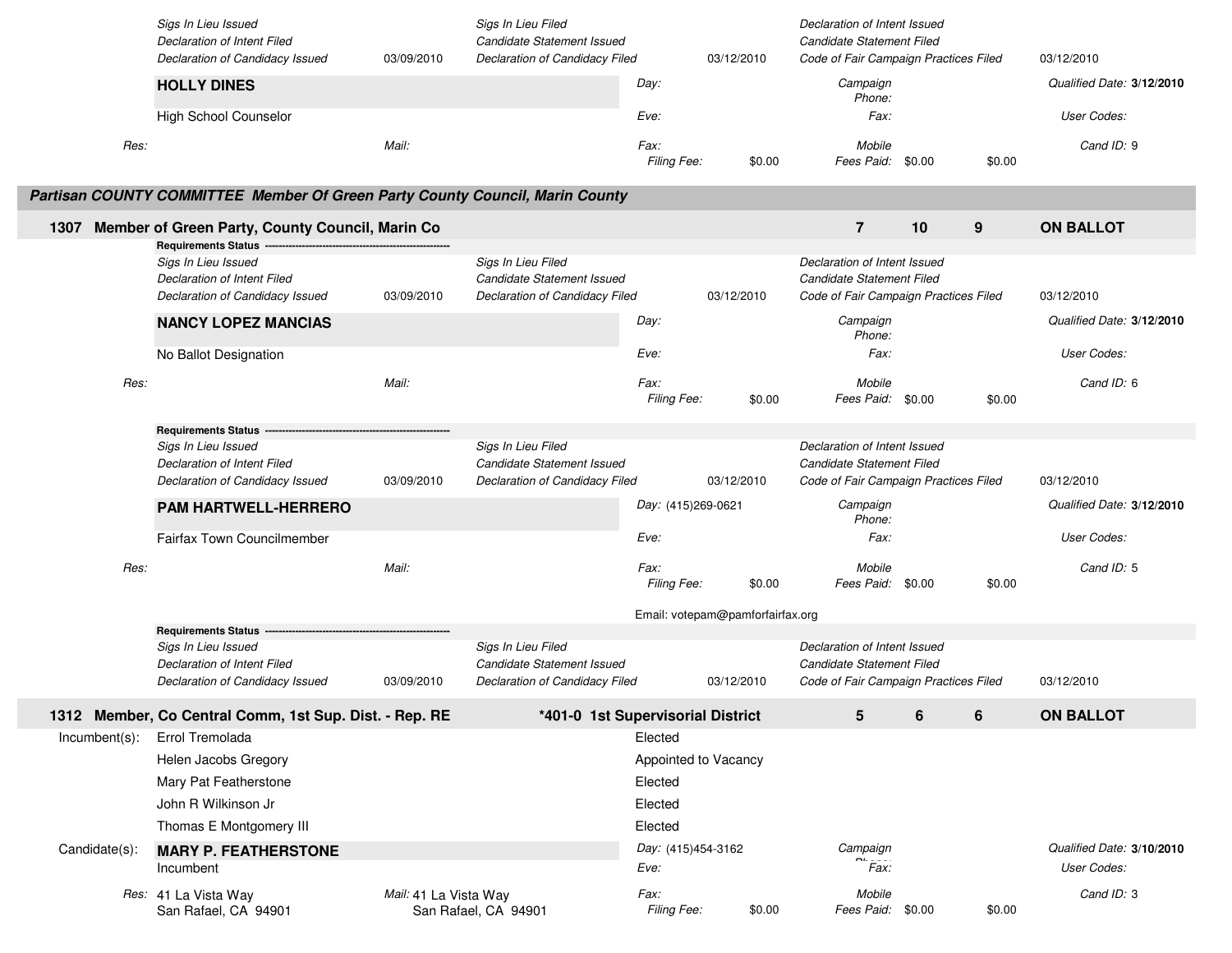| | | | | | |
|---|---|---|---|---|---|
| Sigs In Lieu Issued | | Sigs In Lieu Filed | | Declaration of Intent Issued | |
| Declaration of Intent Filed | | Candidate Statement Issued | | Candidate Statement Filed | |
| Declaration of Candidacy Issued | 03/09/2010 | Declaration of Candidacy Filed | 03/12/2010 | Code of Fair Campaign Practices Filed | 03/12/2010 |

**HOLLY DINES**

High School Counselor

Day:
Eve:
Fax:
Filing Fee: $0.00

Campaign Phone:
Fax:
Mobile
Fees Paid: $0.00 $0.00

Qualified Date: **3/12/2010**
User Codes:
Cand ID: 9

Res:
Mail:

## Partisan COUNTY COMMITTEE Member Of Green Party County Council, Marin County

### 1307 Member of Green Party, County Council, Marin Co — 7 | 10 | 9 — ON BALLOT

**Requirements Status**

| | | | | | |
|---|---|---|---|---|---|
| Sigs In Lieu Issued | | Sigs In Lieu Filed | | Declaration of Intent Issued | |
| Declaration of Intent Filed | | Candidate Statement Issued | | Candidate Statement Filed | |
| Declaration of Candidacy Issued | 03/09/2010 | Declaration of Candidacy Filed | 03/12/2010 | Code of Fair Campaign Practices Filed | 03/12/2010 |

**NANCY LOPEZ MANCIAS**

No Ballot Designation

Day:
Eve:
Fax:
Filing Fee: $0.00

Campaign Phone:
Fax:
Mobile
Fees Paid: $0.00 $0.00

Qualified Date: **3/12/2010**
User Codes:
Cand ID: 6

Res:
Mail:

**Requirements Status**

| | | | | | |
|---|---|---|---|---|---|
| Sigs In Lieu Issued | | Sigs In Lieu Filed | | Declaration of Intent Issued | |
| Declaration of Intent Filed | | Candidate Statement Issued | | Candidate Statement Filed | |
| Declaration of Candidacy Issued | 03/09/2010 | Declaration of Candidacy Filed | 03/12/2010 | Code of Fair Campaign Practices Filed | 03/12/2010 |

**PAM HARTWELL-HERRERO**

Fairfax Town Councilmember

Day: (415)269-0621
Eve:
Fax:
Filing Fee: $0.00

Campaign Phone:
Fax:
Mobile
Fees Paid: $0.00 $0.00

Qualified Date: **3/12/2010**
User Codes:
Cand ID: 5

Res:
Mail:

Email: votepam@pamforfairfax.org

**Requirements Status**

| | | | | | |
|---|---|---|---|---|---|
| Sigs In Lieu Issued | | Sigs In Lieu Filed | | Declaration of Intent Issued | |
| Declaration of Intent Filed | | Candidate Statement Issued | | Candidate Statement Filed | |
| Declaration of Candidacy Issued | 03/09/2010 | Declaration of Candidacy Filed | 03/12/2010 | Code of Fair Campaign Practices Filed | 03/12/2010 |

### 1312 Member, Co Central Comm, 1st Sup. Dist. - Rep. RE — *401-0 1st Supervisorial District — 5 | 6 | 6 — ON BALLOT

| Incumbent(s): | |
|---|---|
| Errol Tremolada | Elected |
| Helen Jacobs Gregory | Appointed to Vacancy |
| Mary Pat Featherstone | Elected |
| John R Wilkinson Jr | Elected |
| Thomas E Montgomery III | Elected |

Candidate(s): **MARY P. FEATHERSTONE**

Incumbent

Day: (415)454-3162
Eve:
Fax:
Filing Fee: $0.00

Campaign Phone:
Fax:
Mobile
Fees Paid: $0.00 $0.00

Qualified Date: **3/10/2010**
User Codes:
Cand ID: 3

Res: 41 La Vista Way
San Rafael, CA 94901

Mail: 41 La Vista Way
San Rafael, CA 94901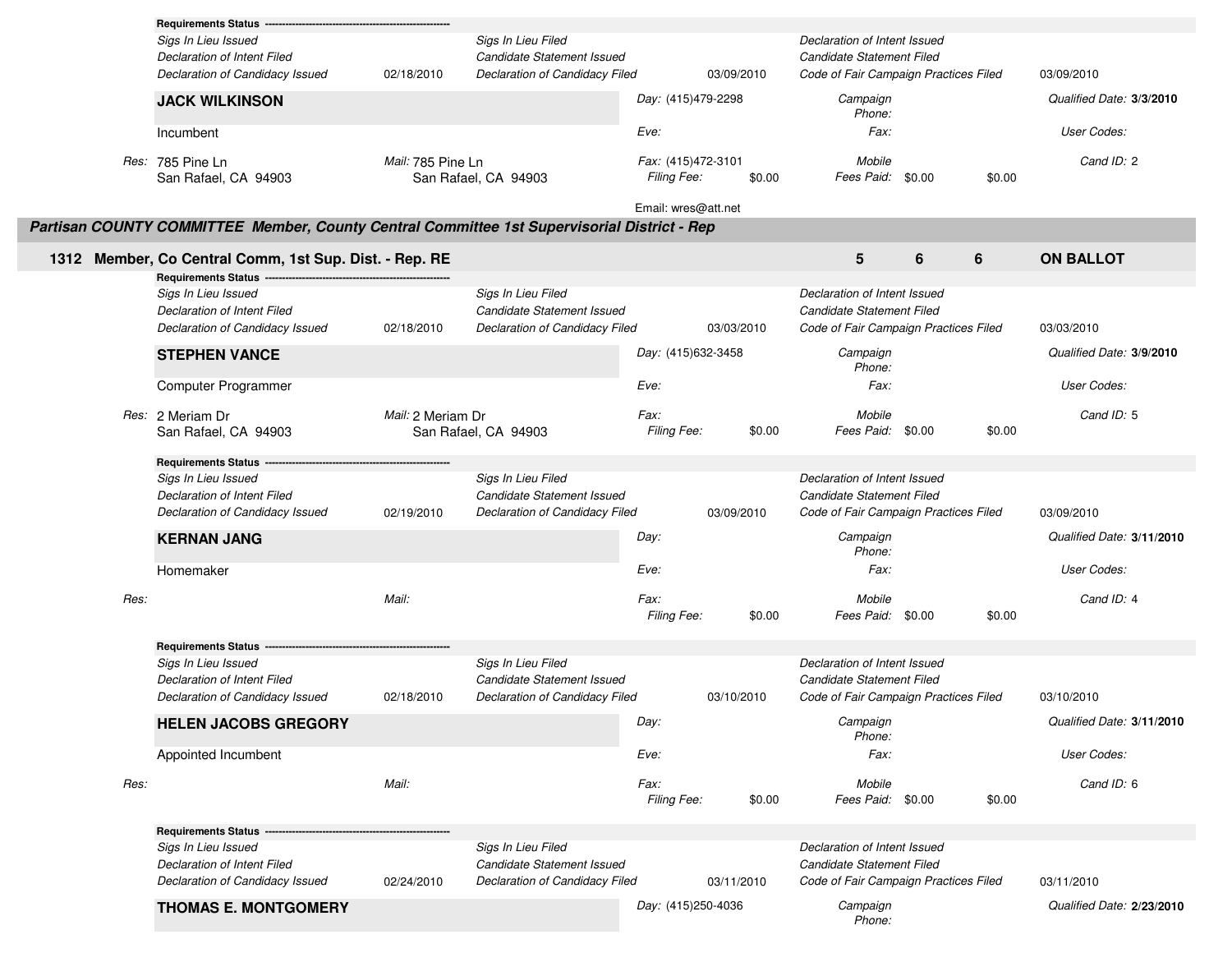**Requirements Status** ----------------------------------------------------

| | | | | | |
|---|---|---|---|---|---|
| *Sigs In Lieu Issued* | | *Sigs In Lieu Filed* | | *Declaration of Intent Issued* | |
| *Declaration of Intent Filed* | | *Candidate Statement Issued* | | *Candidate Statement Filed* | |
| *Declaration of Candidacy Issued* | 02/18/2010 | *Declaration of Candidacy Filed* | 03/09/2010 | *Code of Fair Campaign Practices Filed* | 03/09/2010 |

**JACK WILKINSON**

Incumbent

*Day:* (415)479-2298 | *Campaign Phone:* | *Qualified Date:* **3/3/2010**

*Eve:* | *Fax:* | *User Codes:*

*Res:* 785 Pine Ln, San Rafael, CA 94903 | *Mail:* 785 Pine Ln, San Rafael, CA 94903

*Fax:* (415)472-3101 | *Mobile* | *Cand ID:* 2

*Filing Fee:* $0.00 | *Fees Paid:* $0.00 $0.00

Email: wres@att.net

## *Partisan COUNTY COMMITTEE Member, County Central Committee 1st Supervisorial District - Rep*

### 1312 Member, Co Central Comm, 1st Sup. Dist. - Rep. RE — 5 6 6 — ON BALLOT

**Requirements Status** ----------------------------------------------------

| | | | | | |
|---|---|---|---|---|---|
| *Sigs In Lieu Issued* | | *Sigs In Lieu Filed* | | *Declaration of Intent Issued* | |
| *Declaration of Intent Filed* | | *Candidate Statement Issued* | | *Candidate Statement Filed* | |
| *Declaration of Candidacy Issued* | 02/18/2010 | *Declaration of Candidacy Filed* | 03/03/2010 | *Code of Fair Campaign Practices Filed* | 03/03/2010 |

**STEPHEN VANCE**

Computer Programmer

*Day:* (415)632-3458 | *Campaign Phone:* | *Qualified Date:* **3/9/2010**

*Eve:* | *Fax:* | *User Codes:*

*Res:* 2 Meriam Dr, San Rafael, CA 94903 | *Mail:* 2 Meriam Dr, San Rafael, CA 94903

*Fax:* | *Mobile* | *Cand ID:* 5

*Filing Fee:* $0.00 | *Fees Paid:* $0.00 $0.00

**Requirements Status** ----------------------------------------------------

| | | | | | |
|---|---|---|---|---|---|
| *Sigs In Lieu Issued* | | *Sigs In Lieu Filed* | | *Declaration of Intent Issued* | |
| *Declaration of Intent Filed* | | *Candidate Statement Issued* | | *Candidate Statement Filed* | |
| *Declaration of Candidacy Issued* | 02/19/2010 | *Declaration of Candidacy Filed* | 03/09/2010 | *Code of Fair Campaign Practices Filed* | 03/09/2010 |

**KERNAN JANG**

Homemaker

*Day:* | *Campaign Phone:* | *Qualified Date:* **3/11/2010**

*Eve:* | *Fax:* | *User Codes:*

*Res:* | *Mail:*

*Fax:* | *Mobile* | *Cand ID:* 4

*Filing Fee:* $0.00 | *Fees Paid:* $0.00 $0.00

**Requirements Status** ----------------------------------------------------

| | | | | | |
|---|---|---|---|---|---|
| *Sigs In Lieu Issued* | | *Sigs In Lieu Filed* | | *Declaration of Intent Issued* | |
| *Declaration of Intent Filed* | | *Candidate Statement Issued* | | *Candidate Statement Filed* | |
| *Declaration of Candidacy Issued* | 02/18/2010 | *Declaration of Candidacy Filed* | 03/10/2010 | *Code of Fair Campaign Practices Filed* | 03/10/2010 |

**HELEN JACOBS GREGORY**

Appointed Incumbent

*Day:* | *Campaign Phone:* | *Qualified Date:* **3/11/2010**

*Eve:* | *Fax:* | *User Codes:*

*Res:* | *Mail:*

*Fax:* | *Mobile* | *Cand ID:* 6

*Filing Fee:* $0.00 | *Fees Paid:* $0.00 $0.00

**Requirements Status** ----------------------------------------------------

| | | | | | |
|---|---|---|---|---|---|
| *Sigs In Lieu Issued* | | *Sigs In Lieu Filed* | | *Declaration of Intent Issued* | |
| *Declaration of Intent Filed* | | *Candidate Statement Issued* | | *Candidate Statement Filed* | |
| *Declaration of Candidacy Issued* | 02/24/2010 | *Declaration of Candidacy Filed* | 03/11/2010 | *Code of Fair Campaign Practices Filed* | 03/11/2010 |

**THOMAS E. MONTGOMERY**

*Day:* (415)250-4036 | *Campaign Phone:* | *Qualified Date:* **2/23/2010**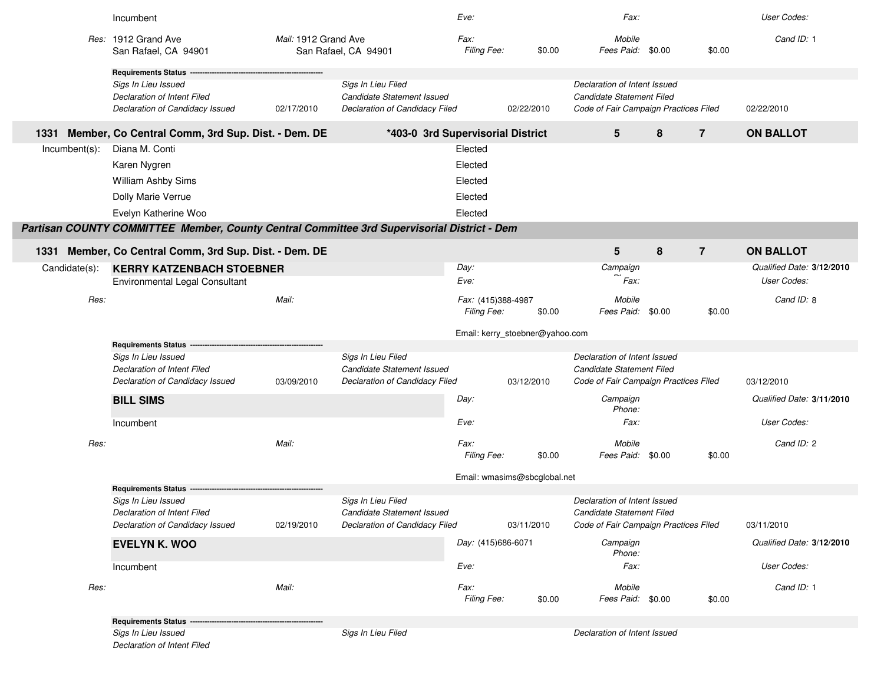Incumbent | | | Eve: | Fax: | User Codes:

Res: 1912 Grand Ave
San Rafael, CA 94901

Mail: 1912 Grand Ave
San Rafael, CA 94901

Fax:
Filing Fee: $0.00
Mobile
Fees Paid: $0.00 $0.00
Cand ID: 1

**Requirements Status** ---------------------------------------------------

| | | | | | |
|---|---|---|---|---|---|
| *Sigs In Lieu Issued* | | *Sigs In Lieu Filed* | | *Declaration of Intent Issued* | |
| *Declaration of Intent Filed* | | *Candidate Statement Issued* | | *Candidate Statement Filed* | |
| *Declaration of Candidacy Issued* | 02/17/2010 | *Declaration of Candidacy Filed* | 02/22/2010 | *Code of Fair Campaign Practices Filed* | 02/22/2010 |

**1331 Member, Co Central Comm, 3rd Sup. Dist. - Dem. DE** **\*403-0 3rd Supervisorial District** **5** **8** **7** **ON BALLOT**

Incumbent(s):

| | |
|---|---|
| Diana M. Conti | Elected |
| Karen Nygren | Elected |
| William Ashby Sims | Elected |
| Dolly Marie Verrue | Elected |
| Evelyn Katherine Woo | Elected |

***Partisan COUNTY COMMITTEE Member, County Central Committee 3rd Supervisorial District - Dem***

**1331 Member, Co Central Comm, 3rd Sup. Dist. - Dem. DE** **5** **8** **7** **ON BALLOT**

Candidate(s):

**KERRY KATZENBACH STOEBNER**
Environmental Legal Consultant

Day:
Eve:
Campaign Phone:
Fax:
Qualified Date: **3/12/2010**
User Codes:

Res:
Mail:
Fax: (415)388-4987
Filing Fee: $0.00
Mobile
Fees Paid: $0.00 $0.00
Cand ID: 8

Email: kerry_stoebner@yahoo.com

**Requirements Status** ---------------------------------------------------

| | | | | | |
|---|---|---|---|---|---|
| *Sigs In Lieu Issued* | | *Sigs In Lieu Filed* | | *Declaration of Intent Issued* | |
| *Declaration of Intent Filed* | | *Candidate Statement Issued* | | *Candidate Statement Filed* | |
| *Declaration of Candidacy Issued* | 03/09/2010 | *Declaration of Candidacy Filed* | 03/12/2010 | *Code of Fair Campaign Practices Filed* | 03/12/2010 |

**BILL SIMS**
Incumbent

Day:
Eve:
Campaign Phone:
Fax:
Qualified Date: **3/11/2010**
User Codes:

Res:
Mail:
Fax:
Filing Fee: $0.00
Mobile
Fees Paid: $0.00 $0.00
Cand ID: 2

Email: wmasims@sbcglobal.net

**Requirements Status** ---------------------------------------------------

| | | | | | |
|---|---|---|---|---|---|
| *Sigs In Lieu Issued* | | *Sigs In Lieu Filed* | | *Declaration of Intent Issued* | |
| *Declaration of Intent Filed* | | *Candidate Statement Issued* | | *Candidate Statement Filed* | |
| *Declaration of Candidacy Issued* | 02/19/2010 | *Declaration of Candidacy Filed* | 03/11/2010 | *Code of Fair Campaign Practices Filed* | 03/11/2010 |

**EVELYN K. WOO**
Incumbent

Day: (415)686-6071
Eve:
Campaign Phone:
Fax:
Qualified Date: **3/12/2010**
User Codes:

Res:
Mail:
Fax:
Filing Fee: $0.00
Mobile
Fees Paid: $0.00 $0.00
Cand ID: 1

**Requirements Status** ---------------------------------------------------

| | | | | | |
|---|---|---|---|---|---|
| *Sigs In Lieu Issued* | | *Sigs In Lieu Filed* | | *Declaration of Intent Issued* | |
| *Declaration of Intent Filed* | | | | | |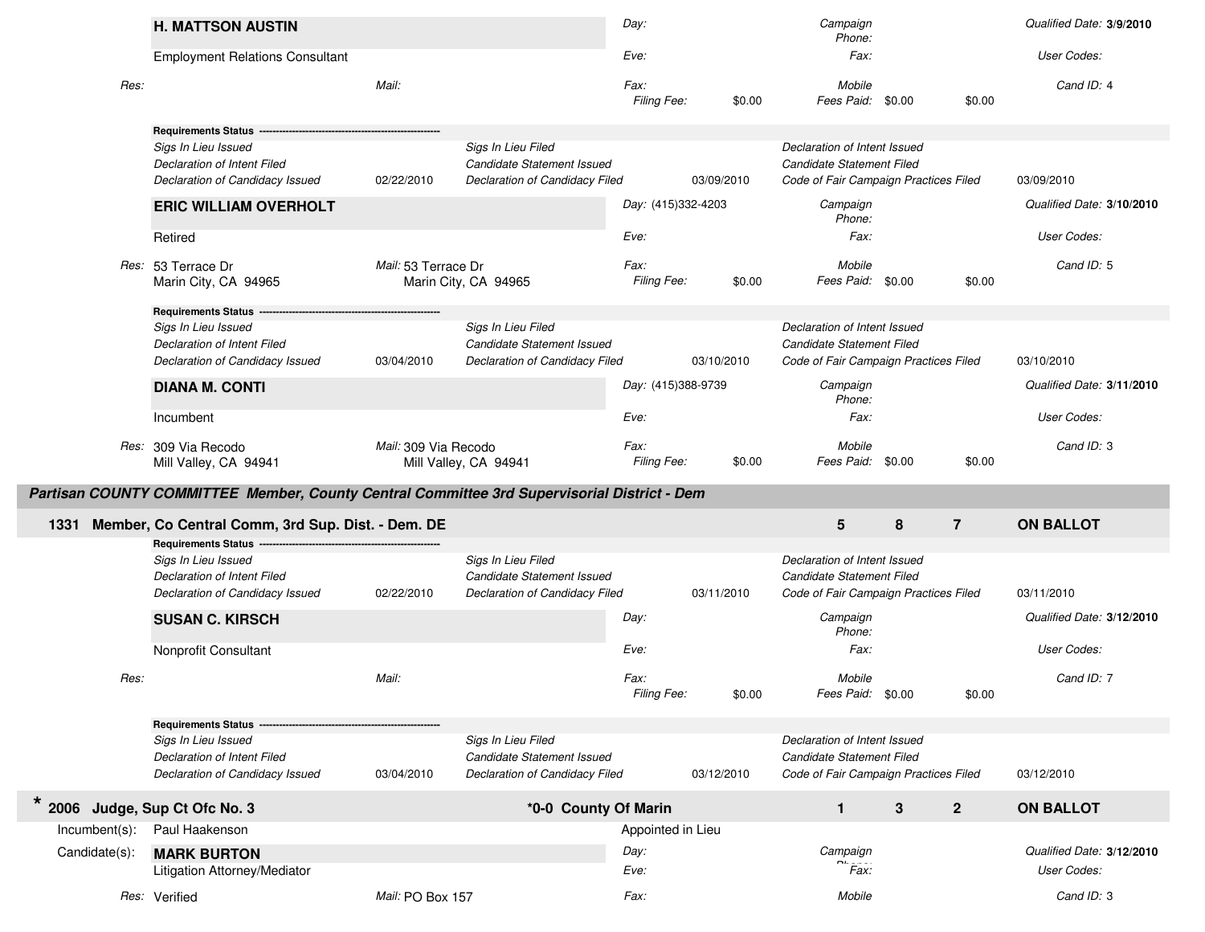**H. MATTSON AUSTIN**

Employment Relations Consultant

| | | | | |
|---|---|---|---|---|
| Day: | | Campaign Phone: | | Qualified Date: **3/9/2010** |
| Eve: | | Fax: | | User Codes: |
| Res: | Mail: | Fax: | Mobile | Cand ID: 4 |
| | | Filing Fee: $0.00 | Fees Paid: $0.00 $0.00 | |

**Requirements Status** ---------------------------------------------------

| | | | | | |
|---|---|---|---|---|---|
| Sigs In Lieu Issued | | Sigs In Lieu Filed | | Declaration of Intent Issued | |
| Declaration of Intent Filed | | Candidate Statement Issued | | Candidate Statement Filed | |
| Declaration of Candidacy Issued | 02/22/2010 | Declaration of Candidacy Filed | 03/09/2010 | Code of Fair Campaign Practices Filed | 03/09/2010 |

**ERIC WILLIAM OVERHOLT**

Retired

| | | | | |
|---|---|---|---|---|
| Day: (415)332-4203 | | Campaign Phone: | | Qualified Date: **3/10/2010** |
| Eve: | | Fax: | | User Codes: |
| Res: 53 Terrace Dr<br>Marin City, CA 94965 | Mail: 53 Terrace Dr<br>Marin City, CA 94965 | Fax: | Mobile | Cand ID: 5 |
| | | Filing Fee: $0.00 | Fees Paid: $0.00 $0.00 | |

**Requirements Status** ---------------------------------------------------

| | | | | | |
|---|---|---|---|---|---|
| Sigs In Lieu Issued | | Sigs In Lieu Filed | | Declaration of Intent Issued | |
| Declaration of Intent Filed | | Candidate Statement Issued | | Candidate Statement Filed | |
| Declaration of Candidacy Issued | 03/04/2010 | Declaration of Candidacy Filed | 03/10/2010 | Code of Fair Campaign Practices Filed | 03/10/2010 |

**DIANA M. CONTI**

Incumbent

| | | | | |
|---|---|---|---|---|
| Day: (415)388-9739 | | Campaign Phone: | | Qualified Date: **3/11/2010** |
| Eve: | | Fax: | | User Codes: |
| Res: 309 Via Recodo<br>Mill Valley, CA 94941 | Mail: 309 Via Recodo<br>Mill Valley, CA 94941 | Fax: | Mobile | Cand ID: 3 |
| | | Filing Fee: $0.00 | Fees Paid: $0.00 $0.00 | |

***Partisan COUNTY COMMITTEE Member, County Central Committee 3rd Supervisorial District - Dem***

**1331 Member, Co Central Comm, 3rd Sup. Dist. - Dem. DE** **5** **8** **7** **ON BALLOT**

**Requirements Status** ---------------------------------------------------

| | | | | | |
|---|---|---|---|---|---|
| Sigs In Lieu Issued | | Sigs In Lieu Filed | | Declaration of Intent Issued | |
| Declaration of Intent Filed | | Candidate Statement Issued | | Candidate Statement Filed | |
| Declaration of Candidacy Issued | 02/22/2010 | Declaration of Candidacy Filed | 03/11/2010 | Code of Fair Campaign Practices Filed | 03/11/2010 |

**SUSAN C. KIRSCH**

Nonprofit Consultant

| | | | | |
|---|---|---|---|---|
| Day: | | Campaign Phone: | | Qualified Date: **3/12/2010** |
| Eve: | | Fax: | | User Codes: |
| Res: | Mail: | Fax: | Mobile | Cand ID: 7 |
| | | Filing Fee: $0.00 | Fees Paid: $0.00 $0.00 | |

**Requirements Status** ---------------------------------------------------

| | | | | | |
|---|---|---|---|---|---|
| Sigs In Lieu Issued | | Sigs In Lieu Filed | | Declaration of Intent Issued | |
| Declaration of Intent Filed | | Candidate Statement Issued | | Candidate Statement Filed | |
| Declaration of Candidacy Issued | 03/04/2010 | Declaration of Candidacy Filed | 03/12/2010 | Code of Fair Campaign Practices Filed | 03/12/2010 |

**\* 2006 Judge, Sup Ct Ofc No. 3** **\*0-0 County Of Marin** **1** **3** **2** **ON BALLOT**

Incumbent(s): Paul Haakenson — Appointed in Lieu

Candidate(s): **MARK BURTON**

Litigation Attorney/Mediator

| | | | | |
|---|---|---|---|---|
| Day: | | Campaign Phone: | | Qualified Date: **3/12/2010** |
| Eve: | | Fax: | | User Codes: |
| Res: Verified | Mail: PO Box 157 | Fax: | Mobile | Cand ID: 3 |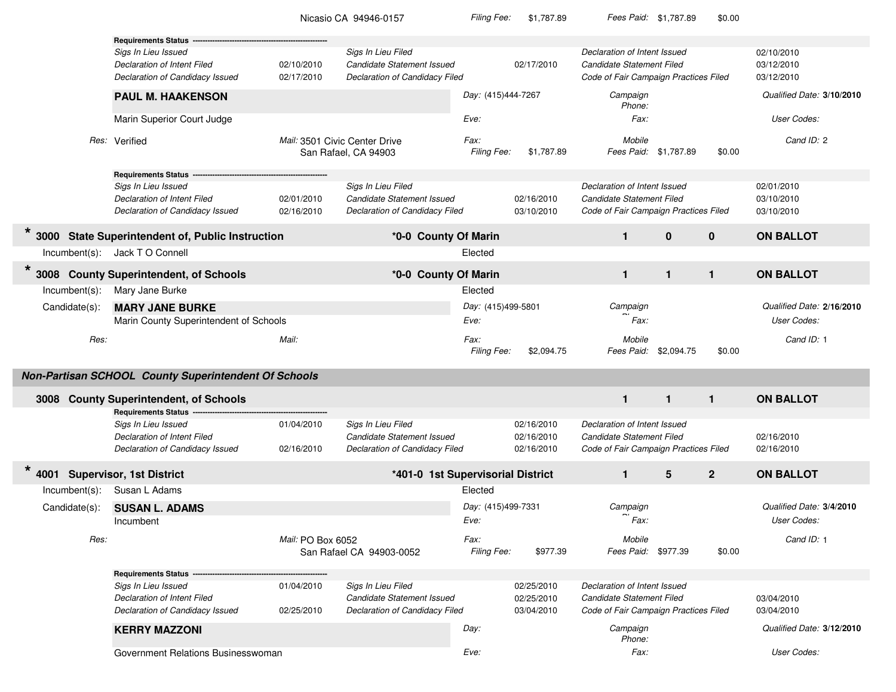Nicasio CA 94946-0157 | *Filing Fee:* $1,787.89 | *Fees Paid:* $1,787.89 | $0.00

**Requirements Status**

| | | | | | |
|---|---|---|---|---|---|
| *Sigs In Lieu Issued* | | *Sigs In Lieu Filed* | | *Declaration of Intent Issued* | 02/10/2010 |
| *Declaration of Intent Filed* | 02/10/2010 | *Candidate Statement Issued* | 02/17/2010 | *Candidate Statement Filed* | 03/12/2010 |
| *Declaration of Candidacy Issued* | 02/17/2010 | *Declaration of Candidacy Filed* | | *Code of Fair Campaign Practices Filed* | 03/12/2010 |

**PAUL M. HAAKENSON**
Marin Superior Court Judge

*Day:* (415)444-7267 | *Campaign Phone:* | *Qualified Date:* **3/10/2010**
*Eve:* | *Fax:* | *User Codes:*

*Res:* Verified | *Mail:* 3501 Civic Center Drive, San Rafael, CA 94903 | *Fax:* | *Mobile* | *Cand ID:* 2
*Filing Fee:* $1,787.89 | *Fees Paid:* $1,787.89 | $0.00

**Requirements Status**

| | | | | | |
|---|---|---|---|---|---|
| *Sigs In Lieu Issued* | | *Sigs In Lieu Filed* | | *Declaration of Intent Issued* | 02/01/2010 |
| *Declaration of Intent Filed* | 02/01/2010 | *Candidate Statement Issued* | 02/16/2010 | *Candidate Statement Filed* | 03/10/2010 |
| *Declaration of Candidacy Issued* | 02/16/2010 | *Declaration of Candidacy Filed* | 03/10/2010 | *Code of Fair Campaign Practices Filed* | 03/10/2010 |

**\* 3000 State Superintendent of, Public Instruction** | **\*0-0 County Of Marin** | **1** | **0** | **0** | **ON BALLOT**

Incumbent(s): Jack T O Connell — Elected

**\* 3008 County Superintendent, of Schools** | **\*0-0 County Of Marin** | **1** | **1** | **1** | **ON BALLOT**

Incumbent(s): Mary Jane Burke — Elected

Candidate(s): **MARY JANE BURKE**
Marin County Superintendent of Schools

*Day:* (415)499-5801 | *Campaign Phone:* | *Qualified Date:* **2/16/2010**
*Eve:* | *Fax:* | *User Codes:*

*Res:* | *Mail:* | *Fax:* | *Mobile* | *Cand ID:* 1
*Filing Fee:* $2,094.75 | *Fees Paid:* $2,094.75 | $0.00

## *Non-Partisan SCHOOL County Superintendent Of Schools*

**3008 County Superintendent, of Schools** | **1** | **1** | **1** | **ON BALLOT**

**Requirements Status**

| | | | | | |
|---|---|---|---|---|---|
| *Sigs In Lieu Issued* | 01/04/2010 | *Sigs In Lieu Filed* | 02/16/2010 | *Declaration of Intent Issued* | |
| *Declaration of Intent Filed* | | *Candidate Statement Issued* | 02/16/2010 | *Candidate Statement Filed* | 02/16/2010 |
| *Declaration of Candidacy Issued* | 02/16/2010 | *Declaration of Candidacy Filed* | 02/16/2010 | *Code of Fair Campaign Practices Filed* | 02/16/2010 |

**\* 4001 Supervisor, 1st District** | **\*401-0 1st Supervisorial District** | **1** | **5** | **2** | **ON BALLOT**

Incumbent(s): Susan L Adams — Elected

Candidate(s): **SUSAN L. ADAMS**
Incumbent

*Day:* (415)499-7331 | *Campaign Phone:* | *Qualified Date:* **3/4/2010**
*Eve:* | *Fax:* | *User Codes:*

*Res:* | *Mail:* PO Box 6052, San Rafael CA 94903-0052 | *Fax:* | *Mobile* | *Cand ID:* 1
*Filing Fee:* $977.39 | *Fees Paid:* $977.39 | $0.00

**Requirements Status**

| | | | | | |
|---|---|---|---|---|---|
| *Sigs In Lieu Issued* | 01/04/2010 | *Sigs In Lieu Filed* | 02/25/2010 | *Declaration of Intent Issued* | |
| *Declaration of Intent Filed* | | *Candidate Statement Issued* | 02/25/2010 | *Candidate Statement Filed* | 03/04/2010 |
| *Declaration of Candidacy Issued* | 02/25/2010 | *Declaration of Candidacy Filed* | 03/04/2010 | *Code of Fair Campaign Practices Filed* | 03/04/2010 |

**KERRY MAZZONI**
Government Relations Businesswoman

*Day:* | *Campaign Phone:* | *Qualified Date:* **3/12/2010**
*Eve:* | *Fax:* | *User Codes:*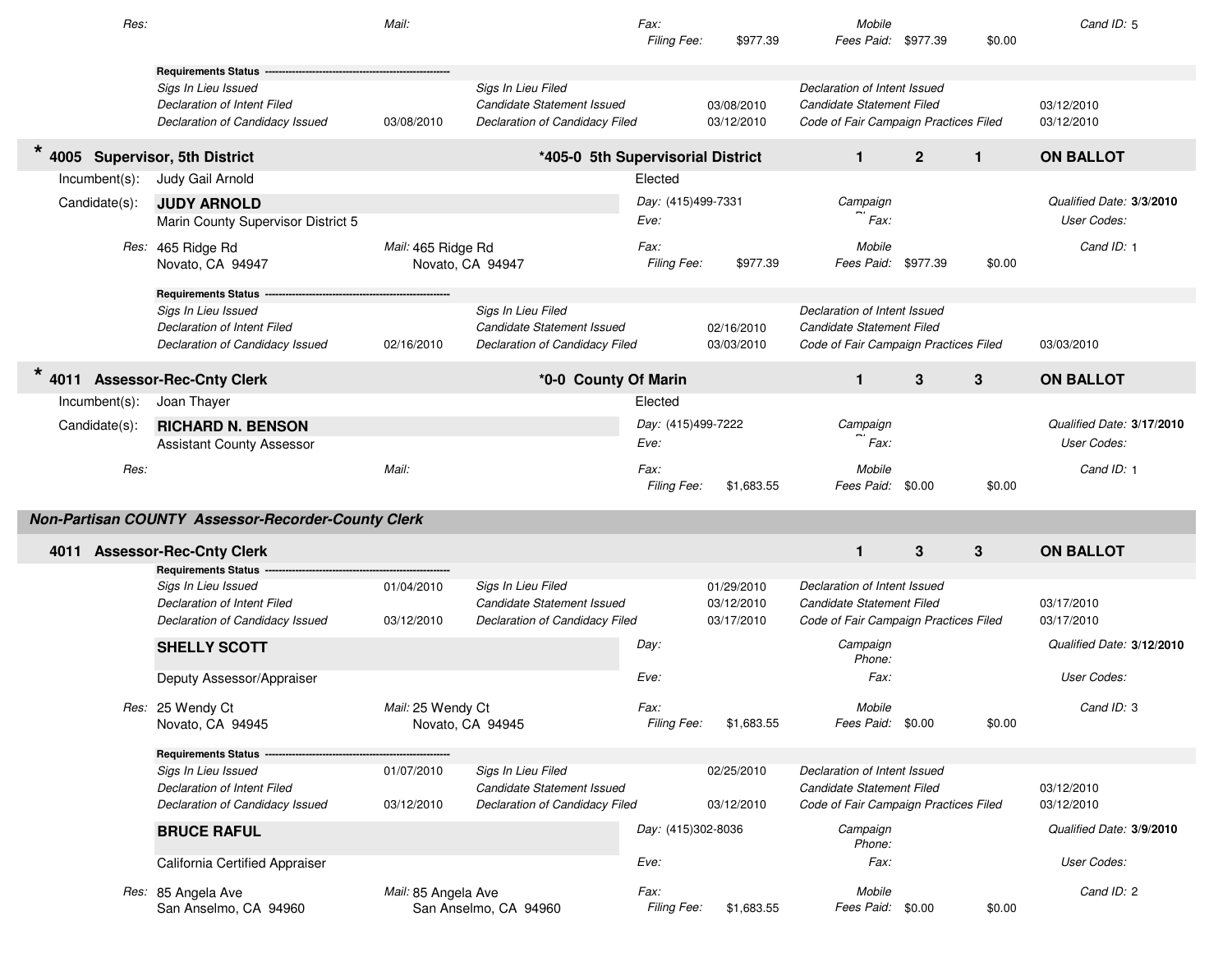| | | | | | |
|---|---|---|---|---|---|
| *Res:* | *Mail:* | *Fax:* | *Mobile* | | *Cand ID:* 5 |
| | | *Filing Fee:* $977.39 | *Fees Paid:* $977.39 | $0.00 | |

**Requirements Status**

| | | | | | |
|---|---|---|---|---|---|
| *Sigs In Lieu Issued* | | *Sigs In Lieu Filed* | | *Declaration of Intent Issued* | |
| *Declaration of Intent Filed* | | *Candidate Statement Issued* | 03/08/2010 | *Candidate Statement Filed* | 03/12/2010 |
| *Declaration of Candidacy Issued* | 03/08/2010 | *Declaration of Candidacy Filed* | 03/12/2010 | *Code of Fair Campaign Practices Filed* | 03/12/2010 |

## * 4005 Supervisor, 5th District — *405-0 5th Supervisorial District — 1 2 1 — ON BALLOT

Incumbent(s): Judy Gail Arnold — Elected

Candidate(s): **JUDY ARNOLD**
Marin County Supervisor District 5

| | | | | | |
|---|---|---|---|---|---|
| *Day:* (415)499-7331 | *Campaign Phone:* | | | *Qualified Date:* **3/3/2010** | |
| *Eve:* | *Fax:* | | | *User Codes:* | |
| *Res:* 465 Ridge Rd, Novato, CA 94947 | *Mail:* 465 Ridge Rd, Novato, CA 94947 | *Fax:* | *Mobile* | | *Cand ID:* 1 |
| | | *Filing Fee:* $977.39 | *Fees Paid:* $977.39 | $0.00 | |

**Requirements Status**

| | | | | | |
|---|---|---|---|---|---|
| *Sigs In Lieu Issued* | | *Sigs In Lieu Filed* | | *Declaration of Intent Issued* | |
| *Declaration of Intent Filed* | | *Candidate Statement Issued* | 02/16/2010 | *Candidate Statement Filed* | |
| *Declaration of Candidacy Issued* | 02/16/2010 | *Declaration of Candidacy Filed* | 03/03/2010 | *Code of Fair Campaign Practices Filed* | 03/03/2010 |

## * 4011 Assessor-Rec-Cnty Clerk — *0-0 County Of Marin — 1 3 3 — ON BALLOT

Incumbent(s): Joan Thayer — Elected

Candidate(s): **RICHARD N. BENSON**
Assistant County Assessor

| | | | | | |
|---|---|---|---|---|---|
| *Day:* (415)499-7222 | *Campaign Phone:* | | | *Qualified Date:* **3/17/2010** | |
| *Eve:* | *Fax:* | | | *User Codes:* | |
| *Res:* | *Mail:* | *Fax:* | *Mobile* | | *Cand ID:* 1 |
| | | *Filing Fee:* $1,683.55 | *Fees Paid:* $0.00 | $0.00 | |

### *Non-Partisan COUNTY Assessor-Recorder-County Clerk*

## 4011 Assessor-Rec-Cnty Clerk — 1 3 3 — ON BALLOT

**Requirements Status**

| | | | | | |
|---|---|---|---|---|---|
| *Sigs In Lieu Issued* | 01/04/2010 | *Sigs In Lieu Filed* | 01/29/2010 | *Declaration of Intent Issued* | |
| *Declaration of Intent Filed* | | *Candidate Statement Issued* | 03/12/2010 | *Candidate Statement Filed* | 03/17/2010 |
| *Declaration of Candidacy Issued* | 03/12/2010 | *Declaration of Candidacy Filed* | 03/17/2010 | *Code of Fair Campaign Practices Filed* | 03/17/2010 |

**SHELLY SCOTT**
Deputy Assessor/Appraiser

| | | | | | |
|---|---|---|---|---|---|
| *Day:* | *Campaign Phone:* | | | *Qualified Date:* **3/12/2010** | |
| *Eve:* | *Fax:* | | | *User Codes:* | |
| *Res:* 25 Wendy Ct, Novato, CA 94945 | *Mail:* 25 Wendy Ct, Novato, CA 94945 | *Fax:* | *Mobile* | | *Cand ID:* 3 |
| | | *Filing Fee:* $1,683.55 | *Fees Paid:* $0.00 | $0.00 | |

**Requirements Status**

| | | | | | |
|---|---|---|---|---|---|
| *Sigs In Lieu Issued* | 01/07/2010 | *Sigs In Lieu Filed* | 02/25/2010 | *Declaration of Intent Issued* | |
| *Declaration of Intent Filed* | | *Candidate Statement Issued* | | *Candidate Statement Filed* | 03/12/2010 |
| *Declaration of Candidacy Issued* | 03/12/2010 | *Declaration of Candidacy Filed* | 03/12/2010 | *Code of Fair Campaign Practices Filed* | 03/12/2010 |

**BRUCE RAFUL**
California Certified Appraiser

| | | | | | |
|---|---|---|---|---|---|
| *Day:* (415)302-8036 | *Campaign Phone:* | | | *Qualified Date:* **3/9/2010** | |
| *Eve:* | *Fax:* | | | *User Codes:* | |
| *Res:* 85 Angela Ave, San Anselmo, CA 94960 | *Mail:* 85 Angela Ave, San Anselmo, CA 94960 | *Fax:* | *Mobile* | | *Cand ID:* 2 |
| | | *Filing Fee:* $1,683.55 | *Fees Paid:* $0.00 | $0.00 | |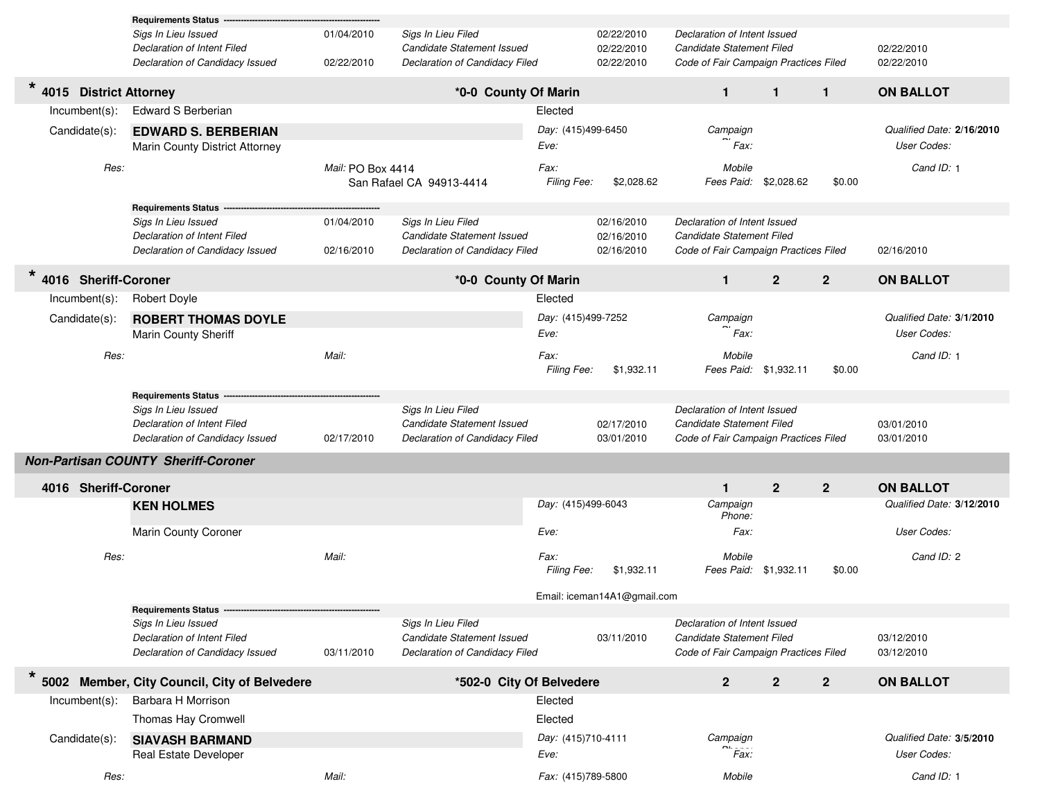**Requirements Status** ------------------------------------------------

| | | | | | |
|---|---|---|---|---|---|
| *Sigs In Lieu Issued* | 01/04/2010 | *Sigs In Lieu Filed* | 02/22/2010 | *Declaration of Intent Issued* | |
| *Declaration of Intent Filed* | | *Candidate Statement Issued* | 02/22/2010 | *Candidate Statement Filed* | 02/22/2010 |
| *Declaration of Candidacy Issued* | 02/22/2010 | *Declaration of Candidacy Filed* | 02/22/2010 | *Code of Fair Campaign Practices Filed* | 02/22/2010 |

## * 4015 District Attorney — *0-0 County Of Marin — 1 1 1 — ON BALLOT

Incumbent(s): Edward S Berberian — Elected

Candidate(s): **EDWARD S. BERBERIAN**
Marin County District Attorney

*Day:* (415)499-6450 | *Eve:* | *Fax:*
*Campaign Phone:* | *Fax:* | *Mobile*
*Qualified Date:* **2/16/2010** | *User Codes:* | *Cand ID:* 1

*Res:*
*Mail:* PO Box 4414
San Rafael CA 94913-4414

*Filing Fee:* $2,028.62 *Fees Paid:* $2,028.62 $0.00

**Requirements Status** ------------------------------------------------

| | | | | | |
|---|---|---|---|---|---|
| *Sigs In Lieu Issued* | 01/04/2010 | *Sigs In Lieu Filed* | 02/16/2010 | *Declaration of Intent Issued* | |
| *Declaration of Intent Filed* | | *Candidate Statement Issued* | 02/16/2010 | *Candidate Statement Filed* | |
| *Declaration of Candidacy Issued* | 02/16/2010 | *Declaration of Candidacy Filed* | 02/16/2010 | *Code of Fair Campaign Practices Filed* | 02/16/2010 |

## * 4016 Sheriff-Coroner — *0-0 County Of Marin — 1 2 2 — ON BALLOT

Incumbent(s): Robert Doyle — Elected

Candidate(s): **ROBERT THOMAS DOYLE**
Marin County Sheriff

*Day:* (415)499-7252 | *Eve:* | *Fax:*
*Campaign Phone:* | *Fax:* | *Mobile*
*Qualified Date:* **3/1/2010** | *User Codes:* | *Cand ID:* 1

*Res:*
*Mail:*

*Filing Fee:* $1,932.11 *Fees Paid:* $1,932.11 $0.00

**Requirements Status** ------------------------------------------------

| | | | | | |
|---|---|---|---|---|---|
| *Sigs In Lieu Issued* | | *Sigs In Lieu Filed* | | *Declaration of Intent Issued* | |
| *Declaration of Intent Filed* | | *Candidate Statement Issued* | 02/17/2010 | *Candidate Statement Filed* | 03/01/2010 |
| *Declaration of Candidacy Issued* | 02/17/2010 | *Declaration of Candidacy Filed* | 03/01/2010 | *Code of Fair Campaign Practices Filed* | 03/01/2010 |

## *Non-Partisan COUNTY Sheriff-Coroner*

## 4016 Sheriff-Coroner — 1 2 2 — ON BALLOT

**KEN HOLMES**
Marin County Coroner

*Day:* (415)499-6043 | *Eve:* | *Fax:*
*Campaign Phone:* | *Fax:* | *Mobile*
*Qualified Date:* **3/12/2010** | *User Codes:* | *Cand ID:* 2

*Res:*
*Mail:*

*Filing Fee:* $1,932.11 *Fees Paid:* $1,932.11 $0.00

Email: iceman14A1@gmail.com

**Requirements Status** ------------------------------------------------

| | | | | | |
|---|---|---|---|---|---|
| *Sigs In Lieu Issued* | | *Sigs In Lieu Filed* | | *Declaration of Intent Issued* | |
| *Declaration of Intent Filed* | | *Candidate Statement Issued* | 03/11/2010 | *Candidate Statement Filed* | 03/12/2010 |
| *Declaration of Candidacy Issued* | 03/11/2010 | *Declaration of Candidacy Filed* | | *Code of Fair Campaign Practices Filed* | 03/12/2010 |

## * 5002 Member, City Council, City of Belvedere — *502-0 City Of Belvedere — 2 2 2 — ON BALLOT

Incumbent(s): Barbara H Morrison — Elected
Thomas Hay Cromwell — Elected

Candidate(s): **SIAVASH BARMAND**
Real Estate Developer

*Day:* (415)710-4111 | *Eve:* | *Fax:* (415)789-5800
*Campaign Phone:* | *Fax:* | *Mobile*
*Qualified Date:* **3/5/2010** | *User Codes:* | *Cand ID:* 1

*Res:*
*Mail:*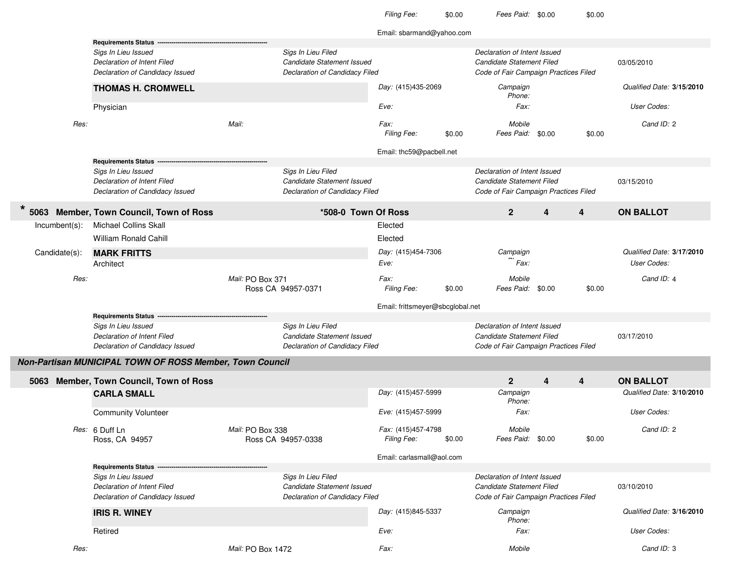*Filing Fee:* $0.00 *Fees Paid:* $0.00 $0.00

Email: sbarmand@yahoo.com

**Requirements Status** ---------------------------------------------------

| | | | |
|---|---|---|---|
| *Sigs In Lieu Issued* | *Sigs In Lieu Filed* | *Declaration of Intent Issued* | |
| *Declaration of Intent Filed* | *Candidate Statement Issued* | *Candidate Statement Filed* | 03/05/2010 |
| *Declaration of Candidacy Issued* | *Declaration of Candidacy Filed* | *Code of Fair Campaign Practices Filed* | |

**THOMAS H. CROMWELL**

Physician

*Day:* (415)435-2069 *Campaign Phone:* *Qualified Date:* **3/15/2010**

*Eve:* *Fax:* *User Codes:*

*Res:* *Mail:* *Fax:* *Mobile* *Cand ID:* 2

*Filing Fee:* $0.00 *Fees Paid:* $0.00 $0.00

Email: thc59@pacbell.net

**Requirements Status** ---------------------------------------------------

| | | | |
|---|---|---|---|
| *Sigs In Lieu Issued* | *Sigs In Lieu Filed* | *Declaration of Intent Issued* | |
| *Declaration of Intent Filed* | *Candidate Statement Issued* | *Candidate Statement Filed* | 03/15/2010 |
| *Declaration of Candidacy Issued* | *Declaration of Candidacy Filed* | *Code of Fair Campaign Practices Filed* | |

### * 5063 Member, Town Council, Town of Ross — *508-0 Town Of Ross — 2 4 4 — ON BALLOT

Incumbent(s): Michael Collins Skall — Elected

William Ronald Cahill — Elected

Candidate(s): **MARK FRITTS**

Architect

*Day:* (415)454-7306 *Campaign Phone:* *Qualified Date:* **3/17/2010**

*Eve:* *Fax:* *User Codes:*

*Res:* *Mail:* PO Box 371, Ross CA 94957-0371 *Fax:* *Mobile* *Cand ID:* 4

*Filing Fee:* $0.00 *Fees Paid:* $0.00 $0.00

Email: frittsmeyer@sbcglobal.net

**Requirements Status** ---------------------------------------------------

| | | | |
|---|---|---|---|
| *Sigs In Lieu Issued* | *Sigs In Lieu Filed* | *Declaration of Intent Issued* | |
| *Declaration of Intent Filed* | *Candidate Statement Issued* | *Candidate Statement Filed* | 03/17/2010 |
| *Declaration of Candidacy Issued* | *Declaration of Candidacy Filed* | *Code of Fair Campaign Practices Filed* | |

## *Non-Partisan MUNICIPAL TOWN OF ROSS Member, Town Council*

### 5063 Member, Town Council, Town of Ross — 2 4 4 — ON BALLOT

**CARLA SMALL**

Community Volunteer

*Day:* (415)457-5999 *Campaign Phone:* *Qualified Date:* **3/10/2010**

*Eve:* (415)457-5999 *Fax:* *User Codes:*

*Res:* 6 Duff Ln, Ross, CA 94957 *Mail:* PO Box 338, Ross CA 94957-0338 *Fax:* (415)457-4798 *Mobile* *Cand ID:* 2

*Filing Fee:* $0.00 *Fees Paid:* $0.00 $0.00

Email: carlasmall@aol.com

**Requirements Status** ---------------------------------------------------

| | | | |
|---|---|---|---|
| *Sigs In Lieu Issued* | *Sigs In Lieu Filed* | *Declaration of Intent Issued* | |
| *Declaration of Intent Filed* | *Candidate Statement Issued* | *Candidate Statement Filed* | 03/10/2010 |
| *Declaration of Candidacy Issued* | *Declaration of Candidacy Filed* | *Code of Fair Campaign Practices Filed* | |

**IRIS R. WINEY**

Retired

*Day:* (415)845-5337 *Campaign Phone:* *Qualified Date:* **3/16/2010**

*Eve:* *Fax:* *User Codes:*

*Res:* *Mail:* PO Box 1472 *Fax:* *Mobile* *Cand ID:* 3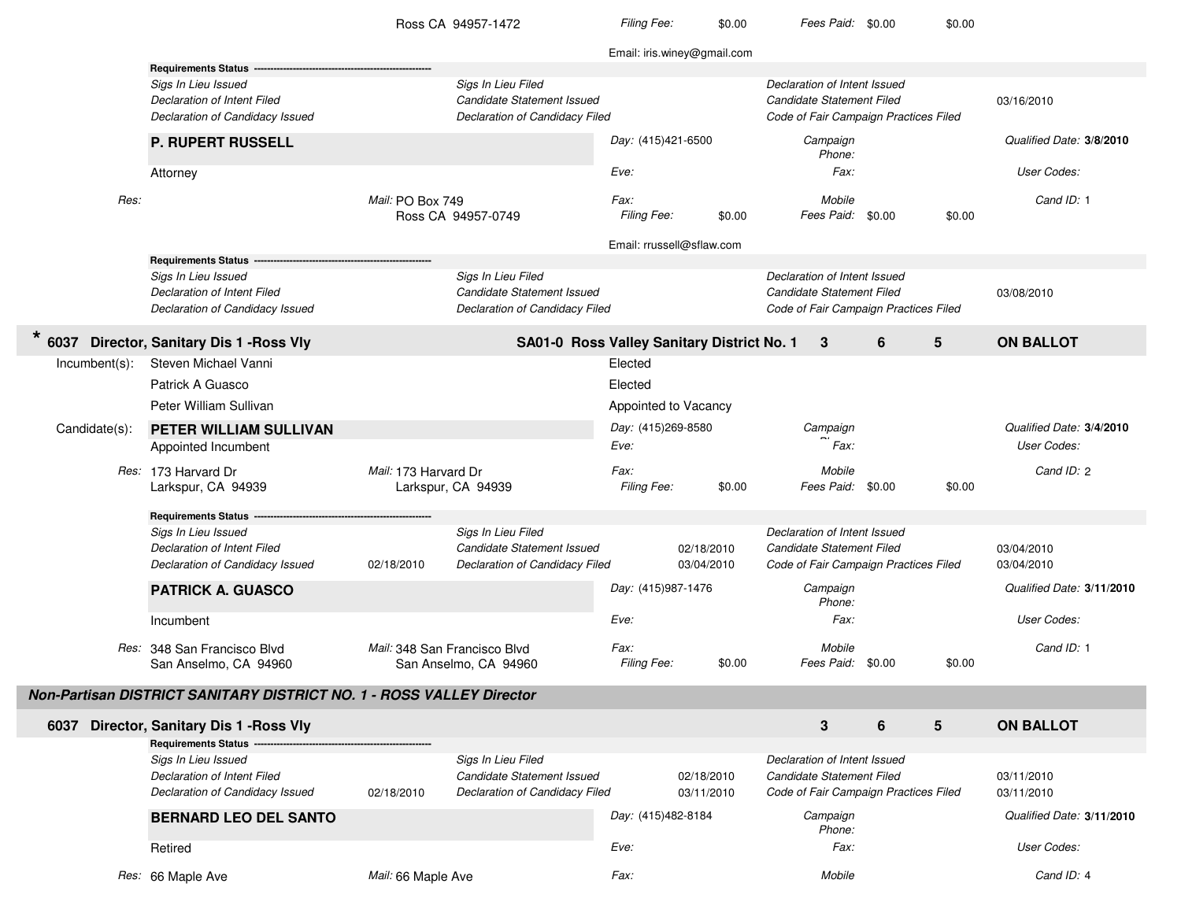Ross CA 94957-1472 | *Filing Fee:* $0.00 | *Fees Paid:* $0.00 $0.00

Email: iris.winey@gmail.com

**Requirements Status** ------------------------------------------------

| | | | | | |
|---|---|---|---|---|---|
| *Sigs In Lieu Issued* | | *Sigs In Lieu Filed* | | *Declaration of Intent Issued* | |
| *Declaration of Intent Filed* | | *Candidate Statement Issued* | | *Candidate Statement Filed* | 03/16/2010 |
| *Declaration of Candidacy Issued* | | *Declaration of Candidacy Filed* | | *Code of Fair Campaign Practices Filed* | |

**P. RUPERT RUSSELL**

Attorney

*Day:* (415)421-6500 | *Campaign Phone:* | *Qualified Date:* **3/8/2010**

*Eve:* | *Fax:* | *User Codes:*

*Res:* | *Mail:* PO Box 749, Ross CA 94957-0749 | *Fax:* | *Mobile* | *Cand ID:* 1

*Filing Fee:* $0.00 | *Fees Paid:* $0.00 $0.00

Email: rrussell@sflaw.com

**Requirements Status** ------------------------------------------------

| | | | | | |
|---|---|---|---|---|---|
| *Sigs In Lieu Issued* | | *Sigs In Lieu Filed* | | *Declaration of Intent Issued* | |
| *Declaration of Intent Filed* | | *Candidate Statement Issued* | | *Candidate Statement Filed* | 03/08/2010 |
| *Declaration of Candidacy Issued* | | *Declaration of Candidacy Filed* | | *Code of Fair Campaign Practices Filed* | |

## * 6037 Director, Sanitary Dis 1 -Ross Vly — SA01-0 Ross Valley Sanitary District No. 1 — 3 — 6 — 5 — ON BALLOT

| Incumbent(s): | |
|---|---|
| Steven Michael Vanni | Elected |
| Patrick A Guasco | Elected |
| Peter William Sullivan | Appointed to Vacancy |

Candidate(s):

**PETER WILLIAM SULLIVAN**

Appointed Incumbent

*Day:* (415)269-8580 | *Campaign Phone:* | *Qualified Date:* **3/4/2010**

*Eve:* | *Fax:* | *User Codes:*

*Res:* 173 Harvard Dr, Larkspur, CA 94939 | *Mail:* 173 Harvard Dr, Larkspur, CA 94939 | *Fax:* | *Mobile* | *Cand ID:* 2

*Filing Fee:* $0.00 | *Fees Paid:* $0.00 $0.00

**Requirements Status** ------------------------------------------------

| | | | | | |
|---|---|---|---|---|---|
| *Sigs In Lieu Issued* | | *Sigs In Lieu Filed* | | *Declaration of Intent Issued* | |
| *Declaration of Intent Filed* | | *Candidate Statement Issued* | 02/18/2010 | *Candidate Statement Filed* | 03/04/2010 |
| *Declaration of Candidacy Issued* | 02/18/2010 | *Declaration of Candidacy Filed* | 03/04/2010 | *Code of Fair Campaign Practices Filed* | 03/04/2010 |

**PATRICK A. GUASCO**

Incumbent

*Day:* (415)987-1476 | *Campaign Phone:* | *Qualified Date:* **3/11/2010**

*Eve:* | *Fax:* | *User Codes:*

*Res:* 348 San Francisco Blvd, San Anselmo, CA 94960 | *Mail:* 348 San Francisco Blvd, San Anselmo, CA 94960 | *Fax:* | *Mobile* | *Cand ID:* 1

*Filing Fee:* $0.00 | *Fees Paid:* $0.00 $0.00

### *Non-Partisan DISTRICT SANITARY DISTRICT NO. 1 - ROSS VALLEY Director*

## 6037 Director, Sanitary Dis 1 -Ross Vly — 3 — 6 — 5 — ON BALLOT

**Requirements Status** ------------------------------------------------

| | | | | | |
|---|---|---|---|---|---|
| *Sigs In Lieu Issued* | | *Sigs In Lieu Filed* | | *Declaration of Intent Issued* | |
| *Declaration of Intent Filed* | | *Candidate Statement Issued* | 02/18/2010 | *Candidate Statement Filed* | 03/11/2010 |
| *Declaration of Candidacy Issued* | 02/18/2010 | *Declaration of Candidacy Filed* | 03/11/2010 | *Code of Fair Campaign Practices Filed* | 03/11/2010 |

**BERNARD LEO DEL SANTO**

Retired

*Day:* (415)482-8184 | *Campaign Phone:* | *Qualified Date:* **3/11/2010**

*Eve:* | *Fax:* | *User Codes:*

*Res:* 66 Maple Ave | *Mail:* 66 Maple Ave | *Fax:* | *Mobile* | *Cand ID:* 4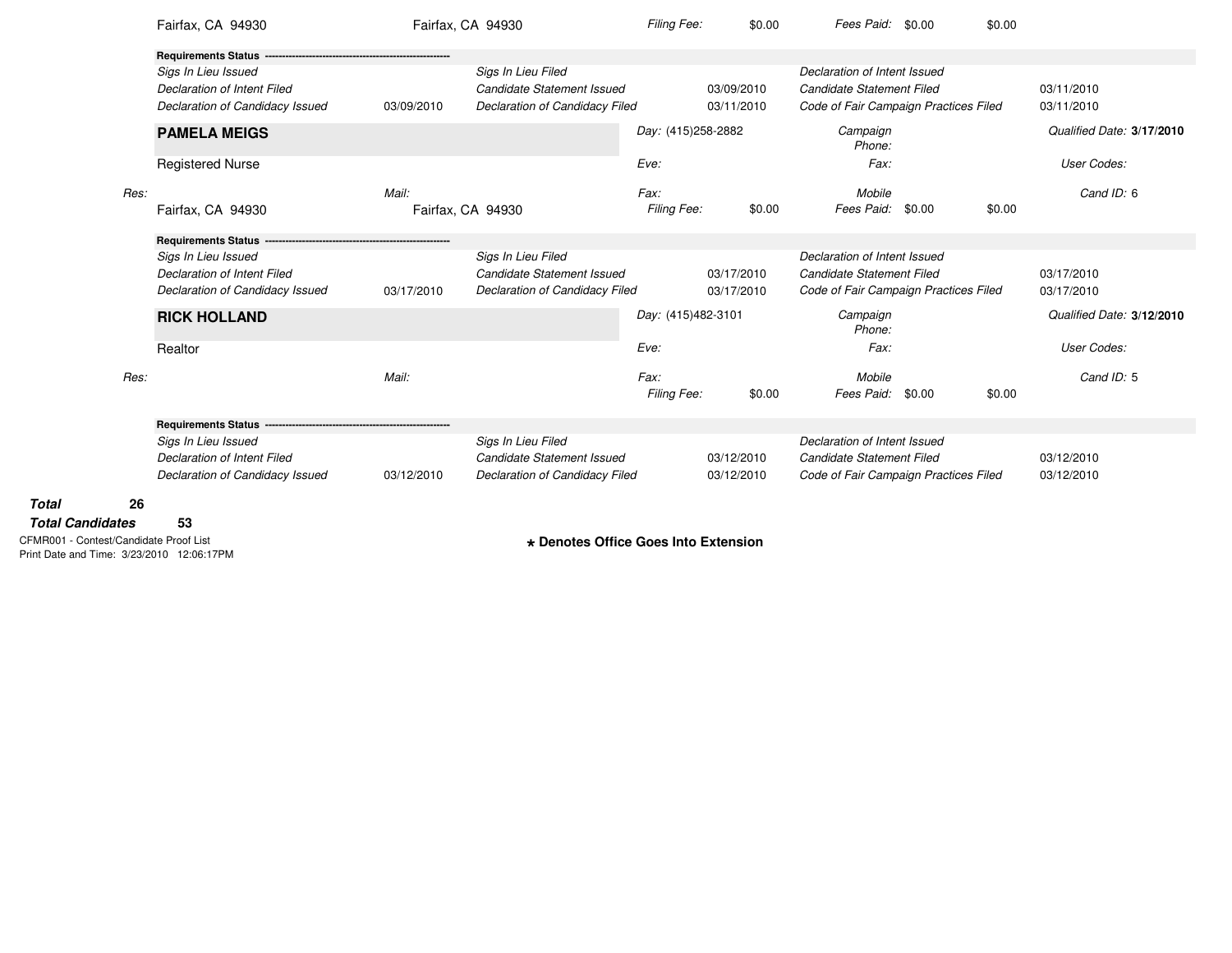Fairfax, CA 94930 | Fairfax, CA 94930 | *Filing Fee:* $0.00 | *Fees Paid:* $0.00 $0.00

**Requirements Status**

| | | | | | |
|---|---|---|---|---|---|
| *Sigs In Lieu Issued* | | *Sigs In Lieu Filed* | | *Declaration of Intent Issued* | |
| *Declaration of Intent Filed* | | *Candidate Statement Issued* | 03/09/2010 | *Candidate Statement Filed* | 03/11/2010 |
| *Declaration of Candidacy Issued* | 03/09/2010 | *Declaration of Candidacy Filed* | 03/11/2010 | *Code of Fair Campaign Practices Filed* | 03/11/2010 |

**PAMELA MEIGS**

Registered Nurse

*Day:* (415)258-2882 | *Campaign Phone:* | *Qualified Date:* **3/17/2010**

*Eve:* | *Fax:* | *User Codes:*

*Res:* Fairfax, CA 94930 | *Mail:* Fairfax, CA 94930 | *Fax:* | *Mobile* | *Cand ID:* 6

*Filing Fee:* $0.00 | *Fees Paid:* $0.00 $0.00

**Requirements Status**

| | | | | | |
|---|---|---|---|---|---|
| *Sigs In Lieu Issued* | | *Sigs In Lieu Filed* | | *Declaration of Intent Issued* | |
| *Declaration of Intent Filed* | | *Candidate Statement Issued* | 03/17/2010 | *Candidate Statement Filed* | 03/17/2010 |
| *Declaration of Candidacy Issued* | 03/17/2010 | *Declaration of Candidacy Filed* | 03/17/2010 | *Code of Fair Campaign Practices Filed* | 03/17/2010 |

**RICK HOLLAND**

Realtor

*Day:* (415)482-3101 | *Campaign Phone:* | *Qualified Date:* **3/12/2010**

*Eve:* | *Fax:* | *User Codes:*

*Res:* | *Mail:* | *Fax:* | *Mobile* | *Cand ID:* 5

*Filing Fee:* $0.00 | *Fees Paid:* $0.00 $0.00

**Requirements Status**

| | | | | | |
|---|---|---|---|---|---|
| *Sigs In Lieu Issued* | | *Sigs In Lieu Filed* | | *Declaration of Intent Issued* | |
| *Declaration of Intent Filed* | | *Candidate Statement Issued* | 03/12/2010 | *Candidate Statement Filed* | 03/12/2010 |
| *Declaration of Candidacy Issued* | 03/12/2010 | *Declaration of Candidacy Filed* | 03/12/2010 | *Code of Fair Campaign Practices Filed* | 03/12/2010 |

***Total*** **26**

***Total Candidates*** **53**

CFMR001 - Contest/Candidate Proof List
Print Date and Time: 3/23/2010 12:06:17PM

**\* Denotes Office Goes Into Extension**